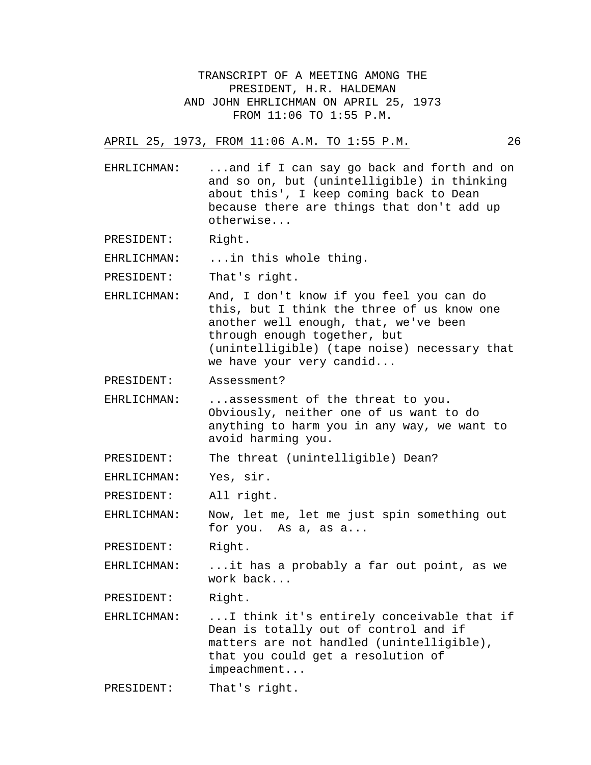TRANSCRIPT OF A MEETING AMONG THE PRESIDENT, H.R. HALDEMAN AND JOHN EHRLICHMAN ON APRIL 25, 1973 FROM 11:06 TO 1:55 P.M.

APRIL 25, 1973, FROM 11:06 A.M. TO 1:55 P.M.

EHRLICHMAN: ...and if I can say go back and forth and on and so on, but (unintelligible) in thinking about this', I keep coming back to Dean because there are things that don't add up otherwise...

PRESIDENT: Right.

EHRLICHMAN: ...in this whole thing.

PRESIDENT: That's right.

EHRLICHMAN: And, I don't know if you feel you can do this, but I think the three of us know one another well enough, that, we've been through enough together, but (unintelligible) (tape noise) necessary that we have your very candid...

PRESIDENT: Assessment?

EHRLICHMAN: ...assessment of the threat to you. Obviously, neither one of us want to do anything to harm you in any way, we want to avoid harming you.

PRESIDENT: The threat (unintelligible) Dean?

EHRLICHMAN: Yes, sir.

PRESIDENT: All right.

EHRLICHMAN: Now, let me, let me just spin something out for you. As a, as a...

PRESIDENT: Right.

EHRLICHMAN: ...it has a probably a far out point, as we work back...

PRESIDENT: Right.

EHRLICHMAN: ...I think it's entirely conceivable that if Dean is totally out of control and if matters are not handled (unintelligible), that you could get a resolution of impeachment...

PRESIDENT: That's right.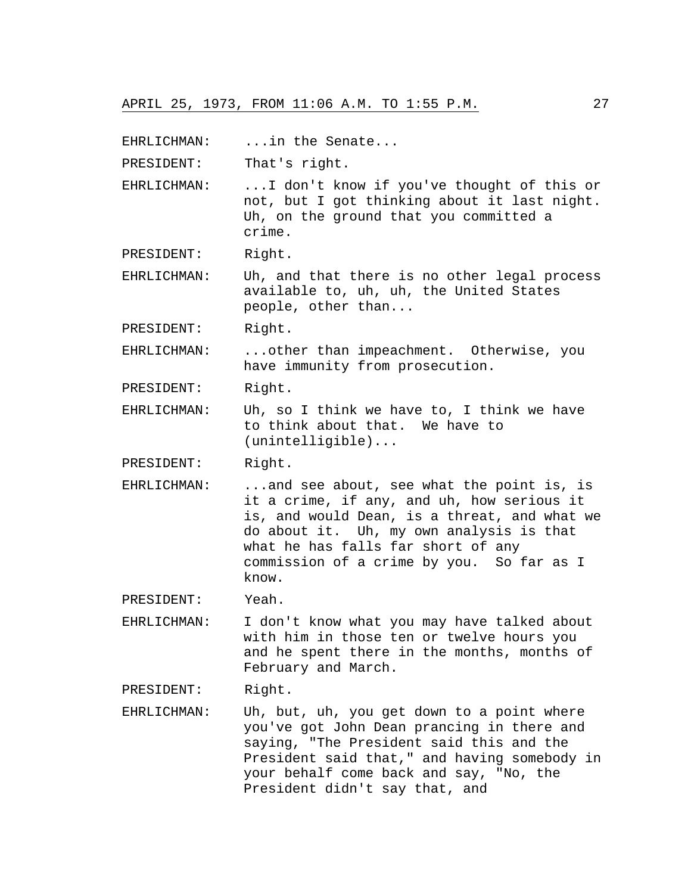EHRLICHMAN: ...in the Senate...

PRESIDENT: That's right.

EHRLICHMAN: ...I don't know if you've thought of this or not, but I got thinking about it last night. Uh, on the ground that you committed a crime.

PRESIDENT: Right.

EHRLICHMAN: Uh, and that there is no other legal process available to, uh, uh, the United States people, other than...

PRESIDENT: Right.

EHRLICHMAN: ...other than impeachment. Otherwise, you have immunity from prosecution.

PRESIDENT: Right.

EHRLICHMAN: Uh, so I think we have to, I think we have to think about that. We have to (unintelligible)...

PRESIDENT: Right.

EHRLICHMAN: ...and see about, see what the point is, is it a crime, if any, and uh, how serious it is, and would Dean, is a threat, and what we do about it. Uh, my own analysis is that what he has falls far short of any commission of a crime by you. So far as I know.

PRESIDENT: Yeah.

EHRLICHMAN: I don't know what you may have talked about with him in those ten or twelve hours you and he spent there in the months, months of February and March.

PRESIDENT: Right.

EHRLICHMAN: Uh, but, uh, you get down to a point where you've got John Dean prancing in there and saying, "The President said this and the President said that," and having somebody in your behalf come back and say, "No, the President didn't say that, and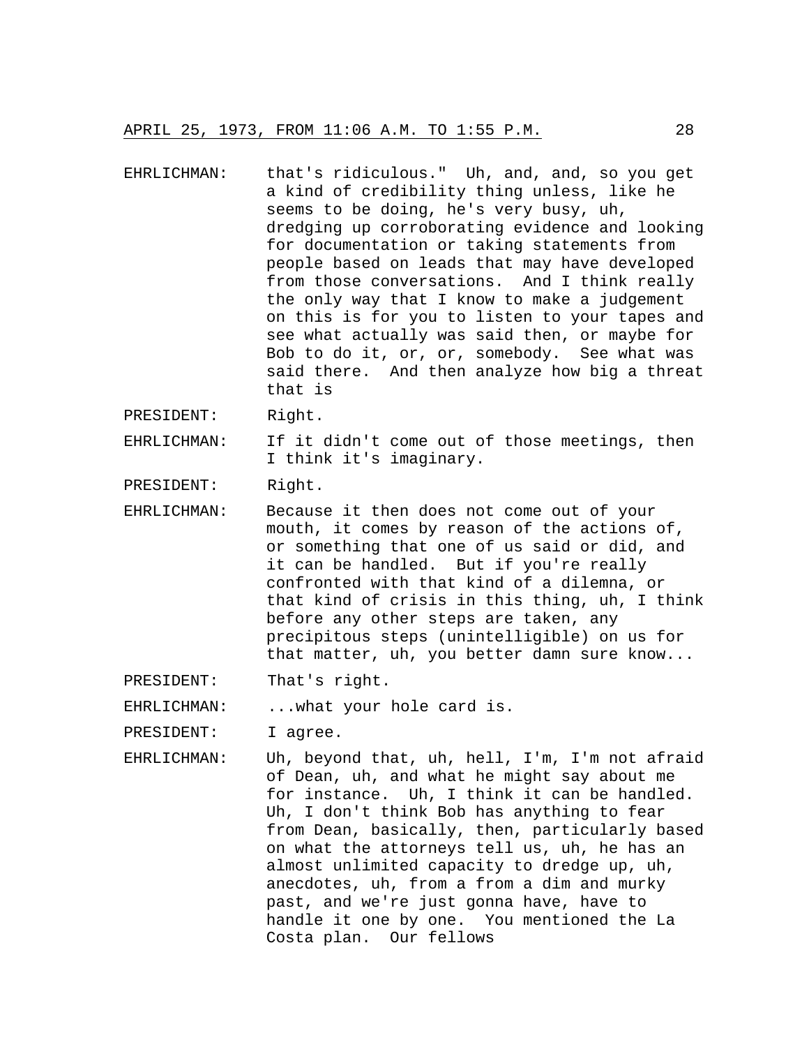EHRLICHMAN: that's ridiculous." Uh, and, and, so you get a kind of credibility thing unless, like he seems to be doing, he's very busy, uh, dredging up corroborating evidence and looking for documentation or taking statements from people based on leads that may have developed from those conversations. And I think really the only way that I know to make a judgement on this is for you to listen to your tapes and see what actually was said then, or maybe for Bob to do it, or, or, somebody. See what was said there. And then analyze how big a threat that is

PRESIDENT: Right.

EHRLICHMAN: If it didn't come out of those meetings, then I think it's imaginary.

PRESIDENT: Right.

EHRLICHMAN: Because it then does not come out of your mouth, it comes by reason of the actions of, or something that one of us said or did, and it can be handled. But if you're really confronted with that kind of a dilemna, or that kind of crisis in this thing, uh, I think before any other steps are taken, any precipitous steps (unintelligible) on us for that matter, uh, you better damn sure know...

PRESIDENT: That's right.

EHRLICHMAN: ...what your hole card is.

PRESIDENT: I agree.

EHRLICHMAN: Uh, beyond that, uh, hell, I'm, I'm not afraid of Dean, uh, and what he might say about me for instance. Uh, I think it can be handled. Uh, I don't think Bob has anything to fear from Dean, basically, then, particularly based on what the attorneys tell us, uh, he has an almost unlimited capacity to dredge up, uh, anecdotes, uh, from a from a dim and murky past, and we're just gonna have, have to handle it one by one. You mentioned the La Costa plan. Our fellows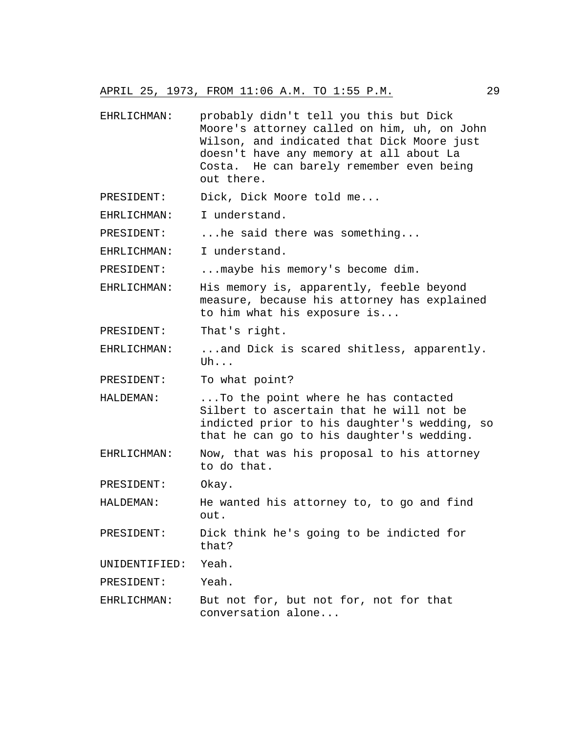EHRLICHMAN: probably didn't tell you this but Dick Moore's attorney called on him, uh, on John Wilson, and indicated that Dick Moore just doesn't have any memory at all about La Costa. He can barely remember even being out there.

PRESIDENT: Dick, Dick Moore told me...

EHRLICHMAN: I understand.

PRESIDENT: ...he said there was something...

EHRLICHMAN: I understand.

PRESIDENT: ...maybe his memory's become dim.

EHRLICHMAN: His memory is, apparently, feeble beyond measure, because his attorney has explained to him what his exposure is...

PRESIDENT: That's right.

EHRLICHMAN: ...and Dick is scared shitless, apparently. Uh...

PRESIDENT: To what point?

HALDEMAN: ...To the point where he has contacted Silbert to ascertain that he will not be indicted prior to his daughter's wedding, so that he can go to his daughter's wedding.

EHRLICHMAN: Now, that was his proposal to his attorney to do that.

PRESIDENT: Okay.

HALDEMAN: He wanted his attorney to, to go and find out.

PRESIDENT: Dick think he's going to be indicted for that?

UNIDENTIFIED: Yeah.

PRESIDENT: Yeah.

EHRLICHMAN: But not for, but not for, not for that conversation alone...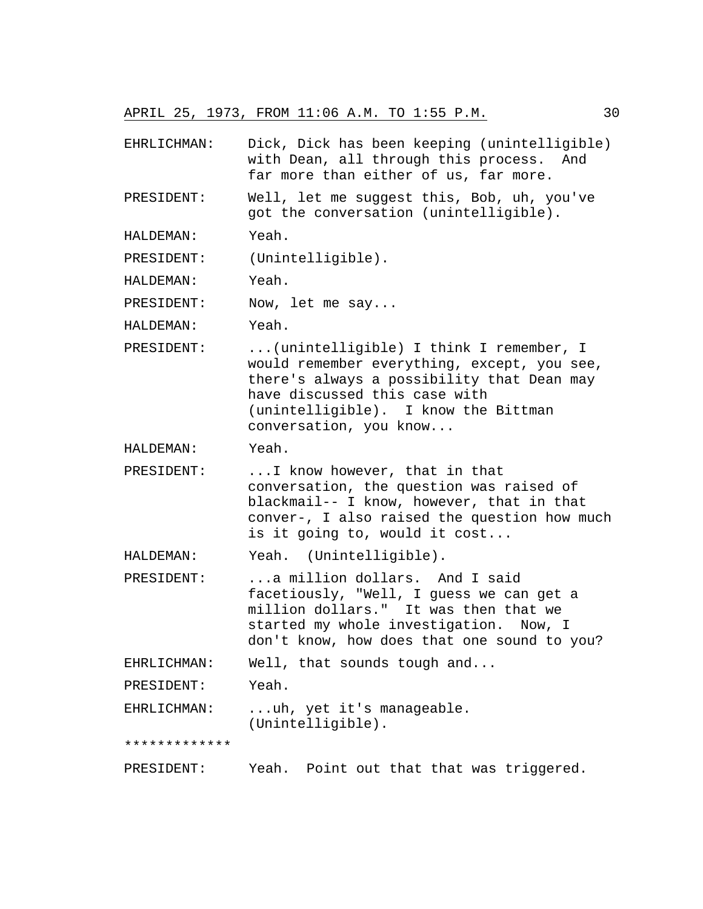APRIL 25, 1973, FROM 11:06 A.M. TO 1:55 P.M.

EHRLICHMAN: Dick, Dick has been keeping (unintelligible) with Dean, all through this process. And far more than either of us, far more.

PRESIDENT: Well, let me suggest this, Bob, uh, you've got the conversation (unintelligible).

HALDEMAN: Yeah.

PRESIDENT: (Unintelligible).

HALDEMAN: Yeah.

PRESIDENT: Now, let me say...

HALDEMAN: Yeah.

PRESIDENT: ...(unintelligible) I think I remember, I would remember everything, except, you see, there's always a possibility that Dean may have discussed this case with (unintelligible). I know the Bittman conversation, you know...

HALDEMAN: Yeah.

PRESIDENT: ...I know however, that in that conversation, the question was raised of blackmail-- I know, however, that in that conver-, I also raised the question how much is it going to, would it cost...

HALDEMAN: Yeah. (Unintelligible).

PRESIDENT: ...a million dollars. And I said facetiously, "Well, I guess we can get a million dollars." It was then that we started my whole investigation. Now, I don't know, how does that one sound to you?

EHRLICHMAN: Well, that sounds tough and...

PRESIDENT: Yeah.

EHRLICHMAN: ...uh, yet it's manageable. (Unintelligible).

*************

PRESIDENT: Yeah. Point out that that was triggered.